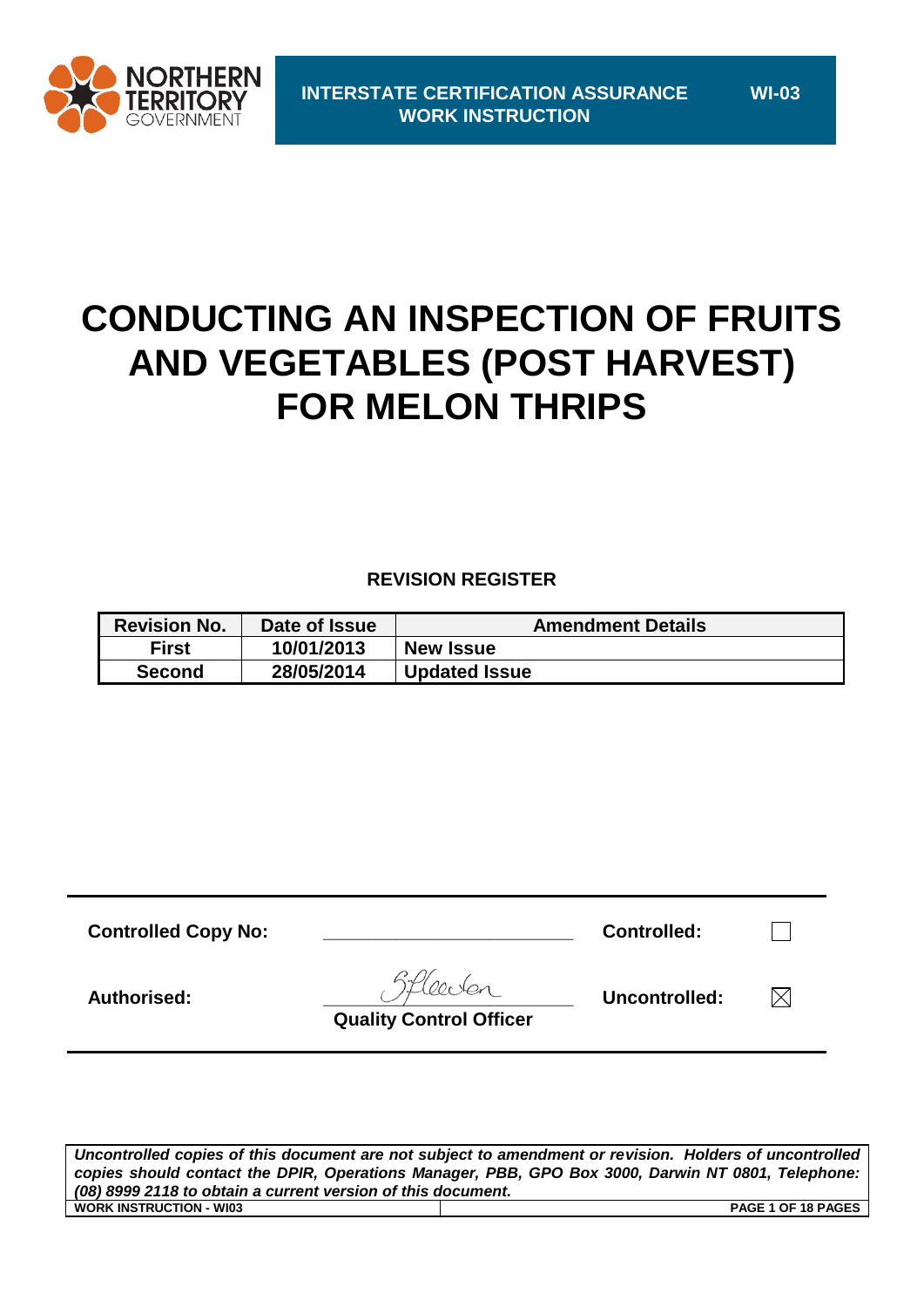NORTHERN TERRITORY GOVERNMENT

**INTERSTATE CERTIFICATION ASSURANCE WORK INSTRUCTION** **WI-03**

# CONDUCTING AN INSPECTION OF FRUITS AND VEGETABLES (POST HARVEST) FOR MELON THRIPS

## REVISION REGISTER

| Revision No. | Date of Issue | Amendment Details |
|---|---|---|
| First | 10/01/2013 | New Issue |
| Second | 28/05/2014 | Updated Issue |

| | | | |
|---|---|---|---|
| **Controlled Copy No:** | ________________________ | **Controlled:** | ☐ |
| **Authorised:** | *(signature)* **Quality Control Officer** | **Uncontrolled:** | ☒ |

***Uncontrolled copies of this document are not subject to amendment or revision. Holders of uncontrolled copies should contact the DPIR, Operations Manager, PBB, GPO Box 3000, Darwin NT 0801, Telephone: (08) 8999 2118 to obtain a current version of this document.***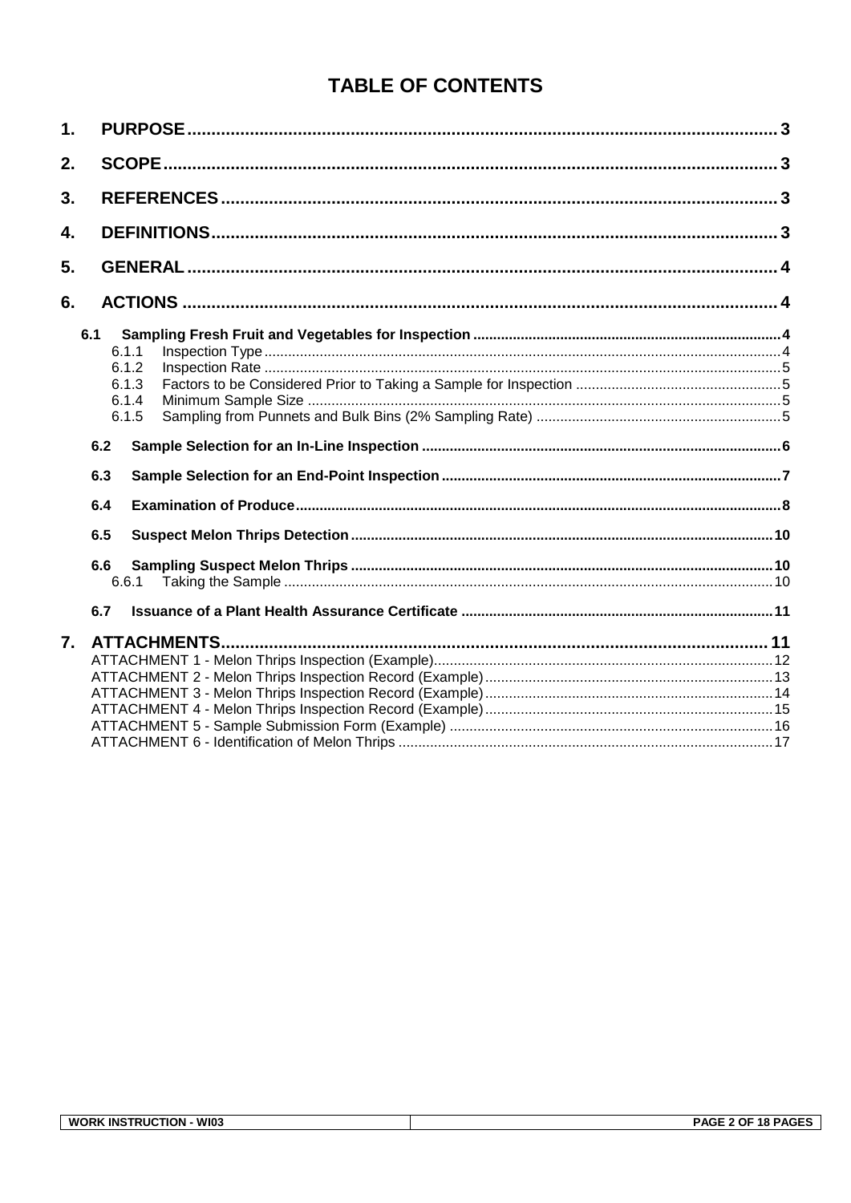# TABLE OF CONTENTS

1. PURPOSE ........ 3
2. SCOPE ........ 3
3. REFERENCES ........ 3
4. DEFINITIONS ........ 3
5. GENERAL ........ 4
6. ACTIONS ........ 4
   - 6.1 Sampling Fresh Fruit and Vegetables for Inspection ........ 4
     - 6.1.1 Inspection Type ........ 4
     - 6.1.2 Inspection Rate ........ 5
     - 6.1.3 Factors to be Considered Prior to Taking a Sample for Inspection ........ 5
     - 6.1.4 Minimum Sample Size ........ 5
     - 6.1.5 Sampling from Punnets and Bulk Bins (2% Sampling Rate) ........ 5
   - 6.2 Sample Selection for an In-Line Inspection ........ 6
   - 6.3 Sample Selection for an End-Point Inspection ........ 7
   - 6.4 Examination of Produce ........ 8
   - 6.5 Suspect Melon Thrips Detection ........ 10
   - 6.6 Sampling Suspect Melon Thrips ........ 10
     - 6.6.1 Taking the Sample ........ 10
   - 6.7 Issuance of a Plant Health Assurance Certificate ........ 11
7. ATTACHMENTS ........ 11
   - ATTACHMENT 1 - Melon Thrips Inspection (Example) ........ 12
   - ATTACHMENT 2 - Melon Thrips Inspection Record (Example) ........ 13
   - ATTACHMENT 3 - Melon Thrips Inspection Record (Example) ........ 14
   - ATTACHMENT 4 - Melon Thrips Inspection Record (Example) ........ 15
   - ATTACHMENT 5 - Sample Submission Form (Example) ........ 16
   - ATTACHMENT 6 - Identification of Melon Thrips ........ 17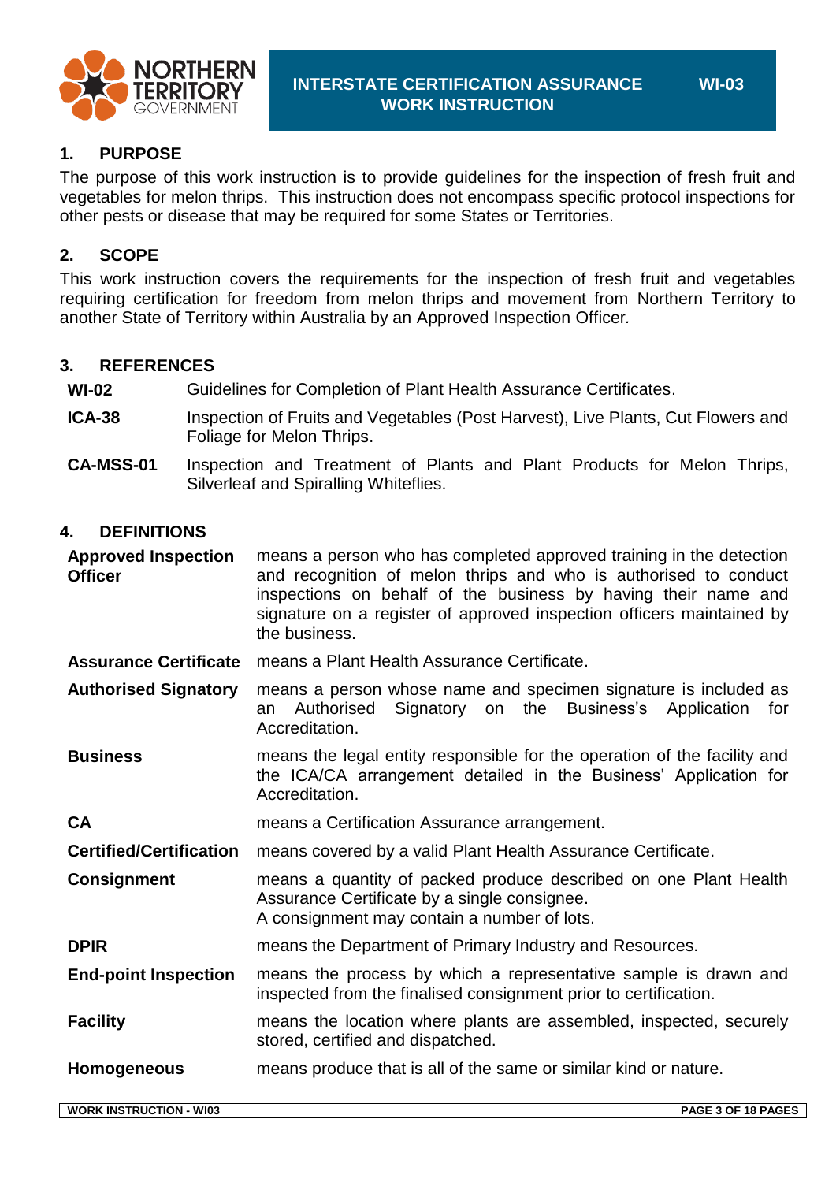## 1. PURPOSE

The purpose of this work instruction is to provide guidelines for the inspection of fresh fruit and vegetables for melon thrips. This instruction does not encompass specific protocol inspections for other pests or disease that may be required for some States or Territories.

## 2. SCOPE

This work instruction covers the requirements for the inspection of fresh fruit and vegetables requiring certification for freedom from melon thrips and movement from Northern Territory to another State of Territory within Australia by an Approved Inspection Officer.

## 3. REFERENCES

| | |
|---|---|
| **WI-02** | Guidelines for Completion of Plant Health Assurance Certificates. |
| **ICA-38** | Inspection of Fruits and Vegetables (Post Harvest), Live Plants, Cut Flowers and Foliage for Melon Thrips. |
| **CA-MSS-01** | Inspection and Treatment of Plants and Plant Products for Melon Thrips, Silverleaf and Spiralling Whiteflies. |

## 4. DEFINITIONS

| | |
|---|---|
| **Approved Inspection Officer** | means a person who has completed approved training in the detection and recognition of melon thrips and who is authorised to conduct inspections on behalf of the business by having their name and signature on a register of approved inspection officers maintained by the business. |
| **Assurance Certificate** | means a Plant Health Assurance Certificate. |
| **Authorised Signatory** | means a person whose name and specimen signature is included as an Authorised Signatory on the Business's Application for Accreditation. |
| **Business** | means the legal entity responsible for the operation of the facility and the ICA/CA arrangement detailed in the Business' Application for Accreditation. |
| **CA** | means a Certification Assurance arrangement. |
| **Certified/Certification** | means covered by a valid Plant Health Assurance Certificate. |
| **Consignment** | means a quantity of packed produce described on one Plant Health Assurance Certificate by a single consignee. A consignment may contain a number of lots. |
| **DPIR** | means the Department of Primary Industry and Resources. |
| **End-point Inspection** | means the process by which a representative sample is drawn and inspected from the finalised consignment prior to certification. |
| **Facility** | means the location where plants are assembled, inspected, securely stored, certified and dispatched. |
| **Homogeneous** | means produce that is all of the same or similar kind or nature. |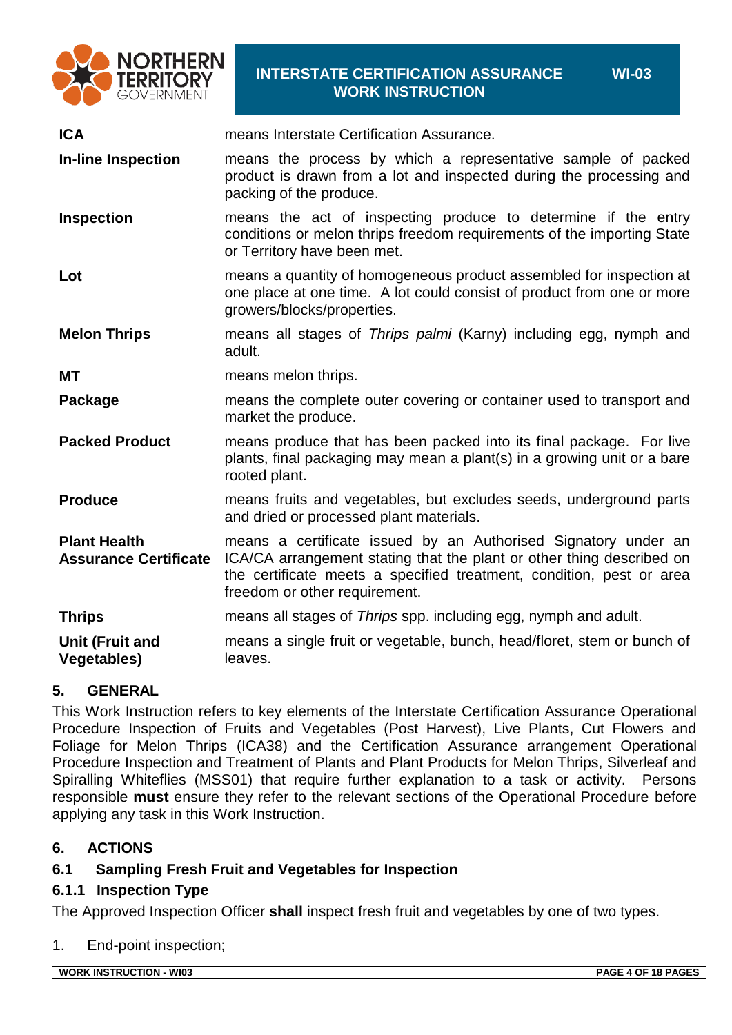| | |
|---|---|
| **ICA** | means Interstate Certification Assurance. |
| **In-line Inspection** | means the process by which a representative sample of packed product is drawn from a lot and inspected during the processing and packing of the produce. |
| **Inspection** | means the act of inspecting produce to determine if the entry conditions or melon thrips freedom requirements of the importing State or Territory have been met. |
| **Lot** | means a quantity of homogeneous product assembled for inspection at one place at one time. A lot could consist of product from one or more growers/blocks/properties. |
| **Melon Thrips** | means all stages of *Thrips palmi* (Karny) including egg, nymph and adult. |
| **MT** | means melon thrips. |
| **Package** | means the complete outer covering or container used to transport and market the produce. |
| **Packed Product** | means produce that has been packed into its final package. For live plants, final packaging may mean a plant(s) in a growing unit or a bare rooted plant. |
| **Produce** | means fruits and vegetables, but excludes seeds, underground parts and dried or processed plant materials. |
| **Plant Health Assurance Certificate** | means a certificate issued by an Authorised Signatory under an ICA/CA arrangement stating that the plant or other thing described on the certificate meets a specified treatment, condition, pest or area freedom or other requirement. |
| **Thrips** | means all stages of *Thrips* spp. including egg, nymph and adult. |
| **Unit (Fruit and Vegetables)** | means a single fruit or vegetable, bunch, head/floret, stem or bunch of leaves. |

## 5. GENERAL

This Work Instruction refers to key elements of the Interstate Certification Assurance Operational Procedure Inspection of Fruits and Vegetables (Post Harvest), Live Plants, Cut Flowers and Foliage for Melon Thrips (ICA38) and the Certification Assurance arrangement Operational Procedure Inspection and Treatment of Plants and Plant Products for Melon Thrips, Silverleaf and Spiralling Whiteflies (MSS01) that require further explanation to a task or activity. Persons responsible **must** ensure they refer to the relevant sections of the Operational Procedure before applying any task in this Work Instruction.

## 6. ACTIONS

### 6.1 Sampling Fresh Fruit and Vegetables for Inspection

#### 6.1.1 Inspection Type

The Approved Inspection Officer **shall** inspect fresh fruit and vegetables by one of two types.

1. End-point inspection;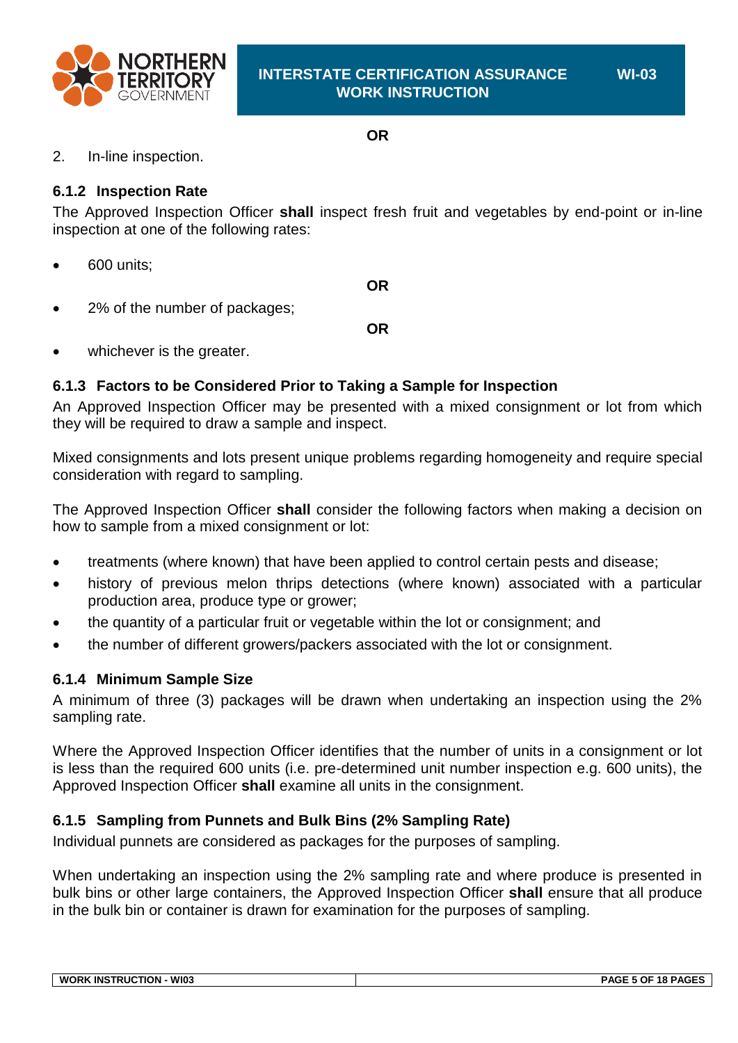OR

2. In-line inspection.

### 6.1.2 Inspection Rate

The Approved Inspection Officer **shall** inspect fresh fruit and vegetables by end-point or in-line inspection at one of the following rates:

- 600 units;

OR

- 2% of the number of packages;

OR

- whichever is the greater.

### 6.1.3 Factors to be Considered Prior to Taking a Sample for Inspection

An Approved Inspection Officer may be presented with a mixed consignment or lot from which they will be required to draw a sample and inspect.

Mixed consignments and lots present unique problems regarding homogeneity and require special consideration with regard to sampling.

The Approved Inspection Officer **shall** consider the following factors when making a decision on how to sample from a mixed consignment or lot:

- treatments (where known) that have been applied to control certain pests and disease;
- history of previous melon thrips detections (where known) associated with a particular production area, produce type or grower;
- the quantity of a particular fruit or vegetable within the lot or consignment; and
- the number of different growers/packers associated with the lot or consignment.

### 6.1.4 Minimum Sample Size

A minimum of three (3) packages will be drawn when undertaking an inspection using the 2% sampling rate.

Where the Approved Inspection Officer identifies that the number of units in a consignment or lot is less than the required 600 units (i.e. pre-determined unit number inspection e.g. 600 units), the Approved Inspection Officer **shall** examine all units in the consignment.

### 6.1.5 Sampling from Punnets and Bulk Bins (2% Sampling Rate)

Individual punnets are considered as packages for the purposes of sampling.

When undertaking an inspection using the 2% sampling rate and where produce is presented in bulk bins or other large containers, the Approved Inspection Officer **shall** ensure that all produce in the bulk bin or container is drawn for examination for the purposes of sampling.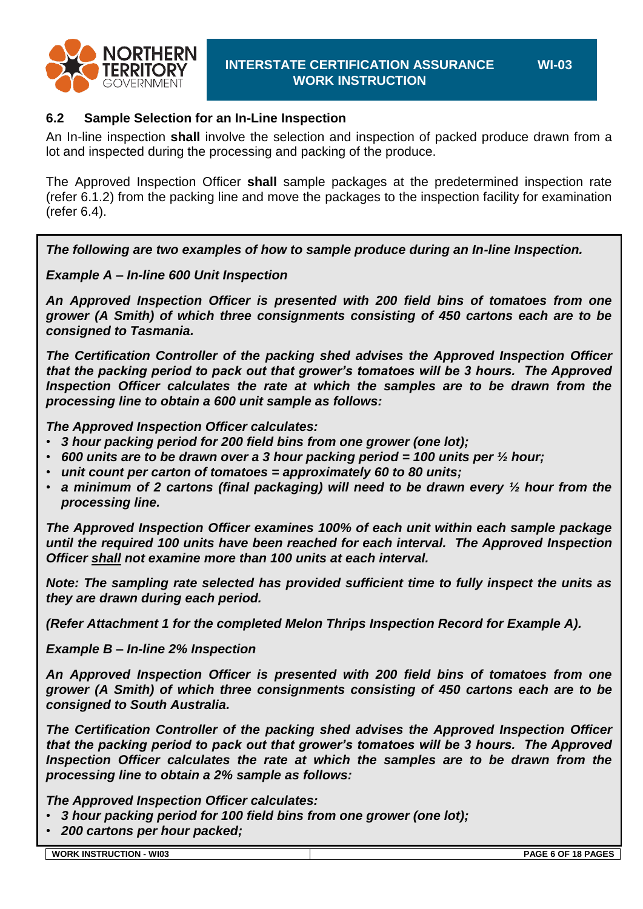### 6.2 Sample Selection for an In-Line Inspection

An In-line inspection **shall** involve the selection and inspection of packed produce drawn from a lot and inspected during the processing and packing of the produce.

The Approved Inspection Officer **shall** sample packages at the predetermined inspection rate (refer 6.1.2) from the packing line and move the packages to the inspection facility for examination (refer 6.4).

***The following are two examples of how to sample produce during an In-line Inspection.***

***Example A – In-line 600 Unit Inspection***

***An Approved Inspection Officer is presented with 200 field bins of tomatoes from one grower (A Smith) of which three consignments consisting of 450 cartons each are to be consigned to Tasmania.***

***The Certification Controller of the packing shed advises the Approved Inspection Officer that the packing period to pack out that grower's tomatoes will be 3 hours. The Approved Inspection Officer calculates the rate at which the samples are to be drawn from the processing line to obtain a 600 unit sample as follows:***

***The Approved Inspection Officer calculates:***

- ***3 hour packing period for 200 field bins from one grower (one lot);***
- ***600 units are to be drawn over a 3 hour packing period = 100 units per ½ hour;***
- ***unit count per carton of tomatoes = approximately 60 to 80 units;***
- ***a minimum of 2 cartons (final packaging) will need to be drawn every ½ hour from the processing line.***

***The Approved Inspection Officer examines 100% of each unit within each sample package until the required 100 units have been reached for each interval. The Approved Inspection Officer <u>shall</u> not examine more than 100 units at each interval.***

***Note: The sampling rate selected has provided sufficient time to fully inspect the units as they are drawn during each period.***

***(Refer Attachment 1 for the completed Melon Thrips Inspection Record for Example A).***

***Example B – In-line 2% Inspection***

***An Approved Inspection Officer is presented with 200 field bins of tomatoes from one grower (A Smith) of which three consignments consisting of 450 cartons each are to be consigned to South Australia.***

***The Certification Controller of the packing shed advises the Approved Inspection Officer that the packing period to pack out that grower's tomatoes will be 3 hours. The Approved Inspection Officer calculates the rate at which the samples are to be drawn from the processing line to obtain a 2% sample as follows:***

***The Approved Inspection Officer calculates:***

- ***3 hour packing period for 100 field bins from one grower (one lot);***
- ***200 cartons per hour packed;***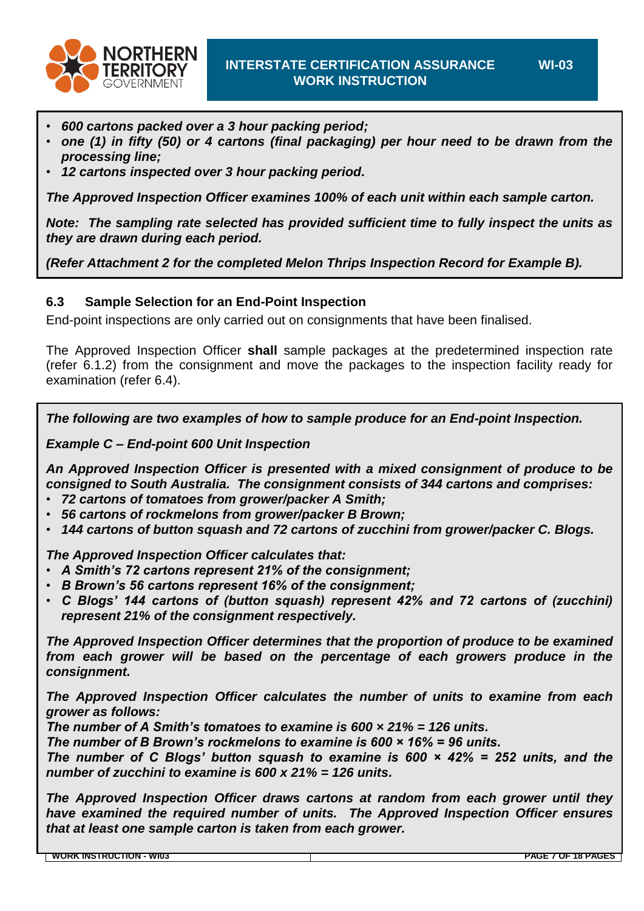- ***600 cartons packed over a 3 hour packing period;***
- ***one (1) in fifty (50) or 4 cartons (final packaging) per hour need to be drawn from the processing line;***
- ***12 cartons inspected over 3 hour packing period.***

***The Approved Inspection Officer examines 100% of each unit within each sample carton.***

***Note: The sampling rate selected has provided sufficient time to fully inspect the units as they are drawn during each period.***

***(Refer Attachment 2 for the completed Melon Thrips Inspection Record for Example B).***

### 6.3 Sample Selection for an End-Point Inspection

End-point inspections are only carried out on consignments that have been finalised.

The Approved Inspection Officer **shall** sample packages at the predetermined inspection rate (refer 6.1.2) from the consignment and move the packages to the inspection facility ready for examination (refer 6.4).

***The following are two examples of how to sample produce for an End-point Inspection.***

***Example C – End-point 600 Unit Inspection***

***An Approved Inspection Officer is presented with a mixed consignment of produce to be consigned to South Australia. The consignment consists of 344 cartons and comprises:***

- ***72 cartons of tomatoes from grower/packer A Smith;***
- ***56 cartons of rockmelons from grower/packer B Brown;***
- ***144 cartons of button squash and 72 cartons of zucchini from grower/packer C. Blogs.***

***The Approved Inspection Officer calculates that:***

- ***A Smith's 72 cartons represent 21% of the consignment;***
- ***B Brown's 56 cartons represent 16% of the consignment;***
- ***C Blogs' 144 cartons of (button squash) represent 42% and 72 cartons of (zucchini) represent 21% of the consignment respectively.***

***The Approved Inspection Officer determines that the proportion of produce to be examined from each grower will be based on the percentage of each growers produce in the consignment.***

***The Approved Inspection Officer calculates the number of units to examine from each grower as follows:***
***The number of A Smith's tomatoes to examine is 600 × 21% = 126 units.***
***The number of B Brown's rockmelons to examine is 600 × 16% = 96 units.***
***The number of C Blogs' button squash to examine is 600 × 42% = 252 units, and the number of zucchini to examine is 600 x 21% = 126 units.***

***The Approved Inspection Officer draws cartons at random from each grower until they have examined the required number of units. The Approved Inspection Officer ensures that at least one sample carton is taken from each grower.***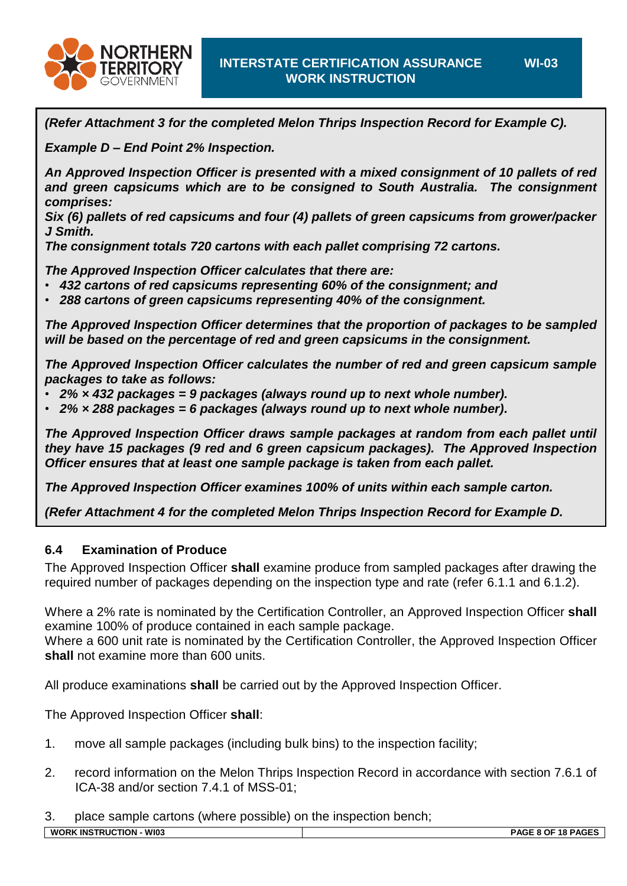*(Refer Attachment 3 for the completed Melon Thrips Inspection Record for Example C).*

***Example D – End Point 2% Inspection.***

***An Approved Inspection Officer is presented with a mixed consignment of 10 pallets of red and green capsicums which are to be consigned to South Australia. The consignment comprises:***
***Six (6) pallets of red capsicums and four (4) pallets of green capsicums from grower/packer J Smith.***
***The consignment totals 720 cartons with each pallet comprising 72 cartons.***

***The Approved Inspection Officer calculates that there are:***

- ***432 cartons of red capsicums representing 60% of the consignment; and***
- ***288 cartons of green capsicums representing 40% of the consignment.***

***The Approved Inspection Officer determines that the proportion of packages to be sampled will be based on the percentage of red and green capsicums in the consignment.***

***The Approved Inspection Officer calculates the number of red and green capsicum sample packages to take as follows:***

- ***2% × 432 packages = 9 packages (always round up to next whole number).***
- ***2% × 288 packages = 6 packages (always round up to next whole number).***

***The Approved Inspection Officer draws sample packages at random from each pallet until they have 15 packages (9 red and 6 green capsicum packages). The Approved Inspection Officer ensures that at least one sample package is taken from each pallet.***

***The Approved Inspection Officer examines 100% of units within each sample carton.***

***(Refer Attachment 4 for the completed Melon Thrips Inspection Record for Example D.***

### 6.4 Examination of Produce

The Approved Inspection Officer **shall** examine produce from sampled packages after drawing the required number of packages depending on the inspection type and rate (refer 6.1.1 and 6.1.2).

Where a 2% rate is nominated by the Certification Controller, an Approved Inspection Officer **shall** examine 100% of produce contained in each sample package.
Where a 600 unit rate is nominated by the Certification Controller, the Approved Inspection Officer **shall** not examine more than 600 units.

All produce examinations **shall** be carried out by the Approved Inspection Officer.

The Approved Inspection Officer **shall**:

1. move all sample packages (including bulk bins) to the inspection facility;
2. record information on the Melon Thrips Inspection Record in accordance with section 7.6.1 of ICA-38 and/or section 7.4.1 of MSS-01;
3. place sample cartons (where possible) on the inspection bench;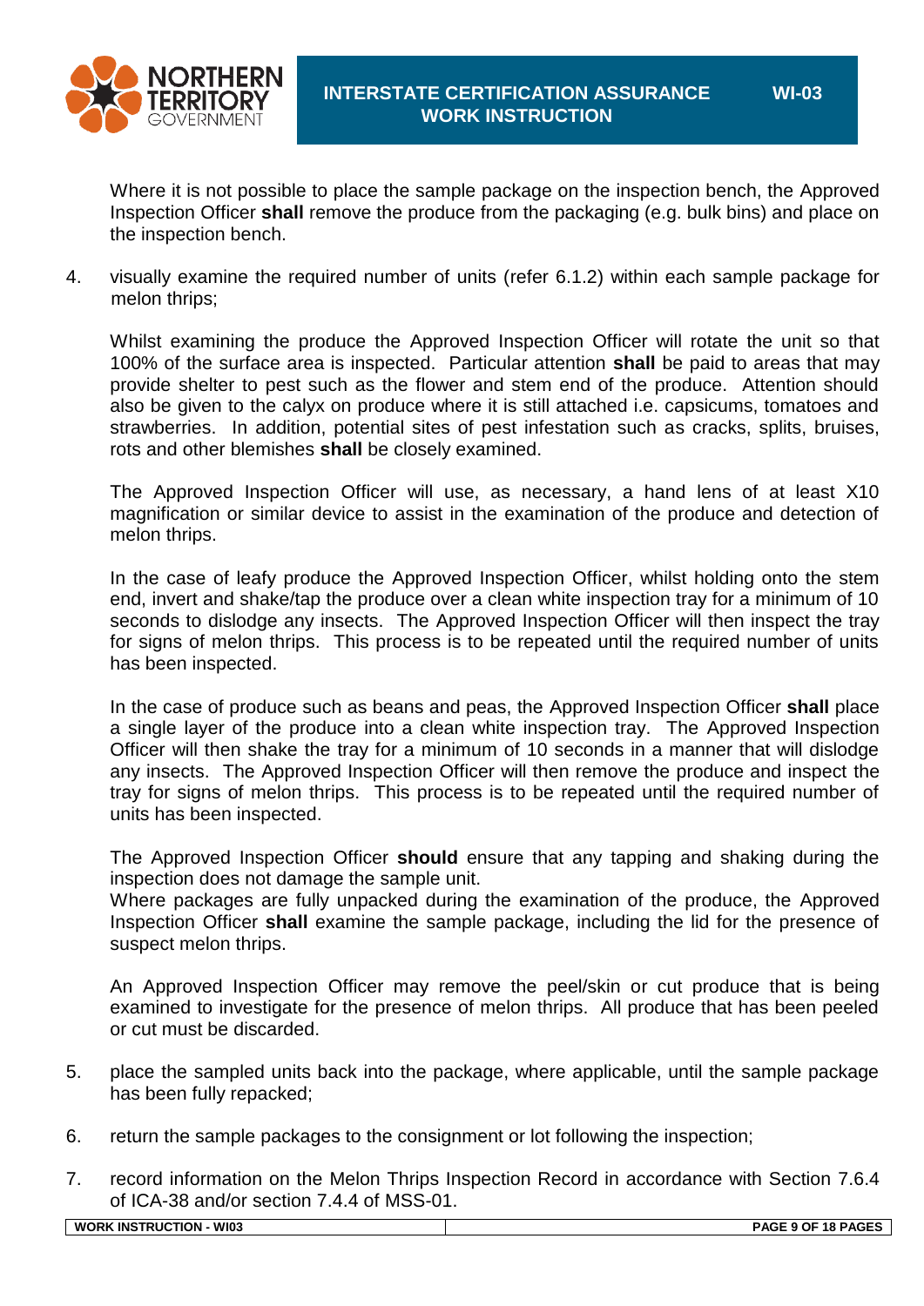Where it is not possible to place the sample package on the inspection bench, the Approved Inspection Officer **shall** remove the produce from the packaging (e.g. bulk bins) and place on the inspection bench.

4. visually examine the required number of units (refer 6.1.2) within each sample package for melon thrips;

   Whilst examining the produce the Approved Inspection Officer will rotate the unit so that 100% of the surface area is inspected. Particular attention **shall** be paid to areas that may provide shelter to pest such as the flower and stem end of the produce. Attention should also be given to the calyx on produce where it is still attached i.e. capsicums, tomatoes and strawberries. In addition, potential sites of pest infestation such as cracks, splits, bruises, rots and other blemishes **shall** be closely examined.

   The Approved Inspection Officer will use, as necessary, a hand lens of at least X10 magnification or similar device to assist in the examination of the produce and detection of melon thrips.

   In the case of leafy produce the Approved Inspection Officer, whilst holding onto the stem end, invert and shake/tap the produce over a clean white inspection tray for a minimum of 10 seconds to dislodge any insects. The Approved Inspection Officer will then inspect the tray for signs of melon thrips. This process is to be repeated until the required number of units has been inspected.

   In the case of produce such as beans and peas, the Approved Inspection Officer **shall** place a single layer of the produce into a clean white inspection tray. The Approved Inspection Officer will then shake the tray for a minimum of 10 seconds in a manner that will dislodge any insects. The Approved Inspection Officer will then remove the produce and inspect the tray for signs of melon thrips. This process is to be repeated until the required number of units has been inspected.

   The Approved Inspection Officer **should** ensure that any tapping and shaking during the inspection does not damage the sample unit.
   Where packages are fully unpacked during the examination of the produce, the Approved Inspection Officer **shall** examine the sample package, including the lid for the presence of suspect melon thrips.

   An Approved Inspection Officer may remove the peel/skin or cut produce that is being examined to investigate for the presence of melon thrips. All produce that has been peeled or cut must be discarded.

5. place the sampled units back into the package, where applicable, until the sample package has been fully repacked;

6. return the sample packages to the consignment or lot following the inspection;

7. record information on the Melon Thrips Inspection Record in accordance with Section 7.6.4 of ICA-38 and/or section 7.4.4 of MSS-01.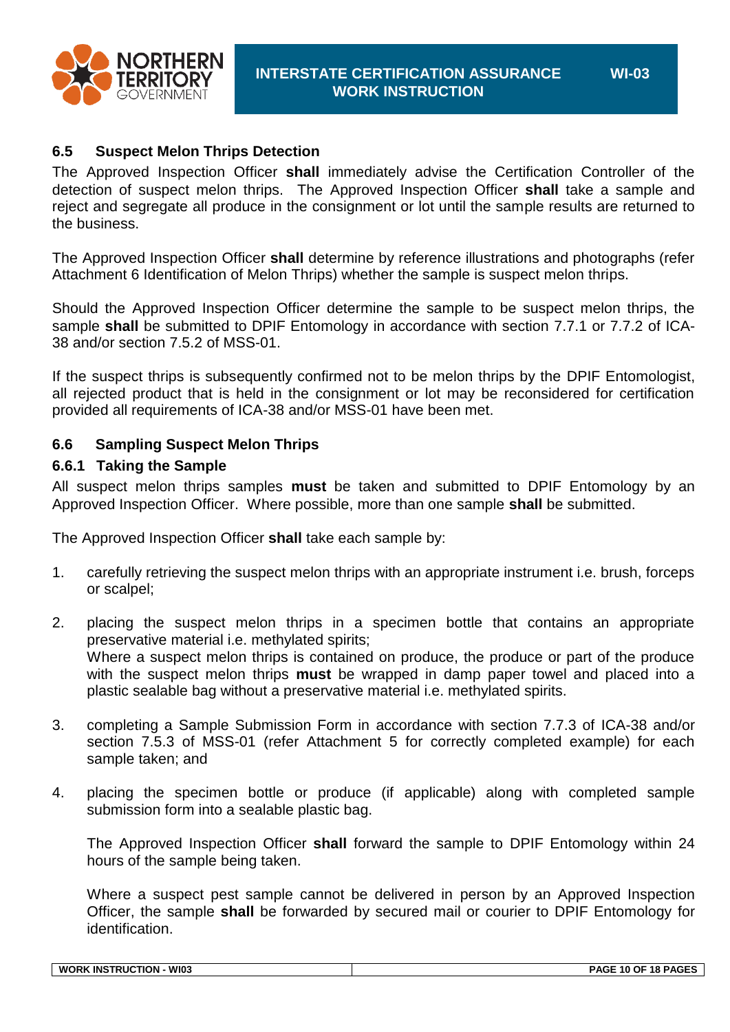## 6.5 Suspect Melon Thrips Detection

The Approved Inspection Officer **shall** immediately advise the Certification Controller of the detection of suspect melon thrips. The Approved Inspection Officer **shall** take a sample and reject and segregate all produce in the consignment or lot until the sample results are returned to the business.

The Approved Inspection Officer **shall** determine by reference illustrations and photographs (refer Attachment 6 Identification of Melon Thrips) whether the sample is suspect melon thrips.

Should the Approved Inspection Officer determine the sample to be suspect melon thrips, the sample **shall** be submitted to DPIF Entomology in accordance with section 7.7.1 or 7.7.2 of ICA-38 and/or section 7.5.2 of MSS-01.

If the suspect thrips is subsequently confirmed not to be melon thrips by the DPIF Entomologist, all rejected product that is held in the consignment or lot may be reconsidered for certification provided all requirements of ICA-38 and/or MSS-01 have been met.

## 6.6 Sampling Suspect Melon Thrips

### 6.6.1 Taking the Sample

All suspect melon thrips samples **must** be taken and submitted to DPIF Entomology by an Approved Inspection Officer. Where possible, more than one sample **shall** be submitted.

The Approved Inspection Officer **shall** take each sample by:

1. carefully retrieving the suspect melon thrips with an appropriate instrument i.e. brush, forceps or scalpel;
2. placing the suspect melon thrips in a specimen bottle that contains an appropriate preservative material i.e. methylated spirits;
   Where a suspect melon thrips is contained on produce, the produce or part of the produce with the suspect melon thrips **must** be wrapped in damp paper towel and placed into a plastic sealable bag without a preservative material i.e. methylated spirits.
3. completing a Sample Submission Form in accordance with section 7.7.3 of ICA-38 and/or section 7.5.3 of MSS-01 (refer Attachment 5 for correctly completed example) for each sample taken; and
4. placing the specimen bottle or produce (if applicable) along with completed sample submission form into a sealable plastic bag.

   The Approved Inspection Officer **shall** forward the sample to DPIF Entomology within 24 hours of the sample being taken.

   Where a suspect pest sample cannot be delivered in person by an Approved Inspection Officer, the sample **shall** be forwarded by secured mail or courier to DPIF Entomology for identification.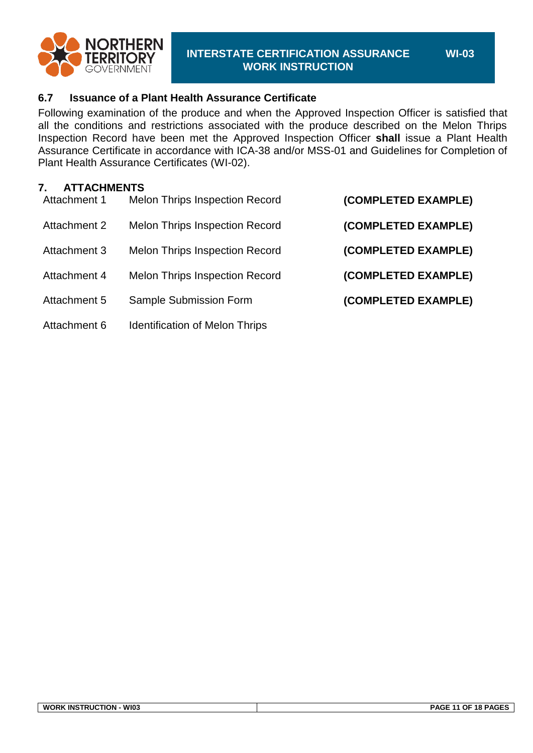### 6.7 Issuance of a Plant Health Assurance Certificate

Following examination of the produce and when the Approved Inspection Officer is satisfied that all the conditions and restrictions associated with the produce described on the Melon Thrips Inspection Record have been met the Approved Inspection Officer **shall** issue a Plant Health Assurance Certificate in accordance with ICA-38 and/or MSS-01 and Guidelines for Completion of Plant Health Assurance Certificates (WI-02).

## 7. ATTACHMENTS

| | | |
|---|---|---|
| Attachment 1 | Melon Thrips Inspection Record | **(COMPLETED EXAMPLE)** |
| Attachment 2 | Melon Thrips Inspection Record | **(COMPLETED EXAMPLE)** |
| Attachment 3 | Melon Thrips Inspection Record | **(COMPLETED EXAMPLE)** |
| Attachment 4 | Melon Thrips Inspection Record | **(COMPLETED EXAMPLE)** |
| Attachment 5 | Sample Submission Form | **(COMPLETED EXAMPLE)** |
| Attachment 6 | Identification of Melon Thrips | |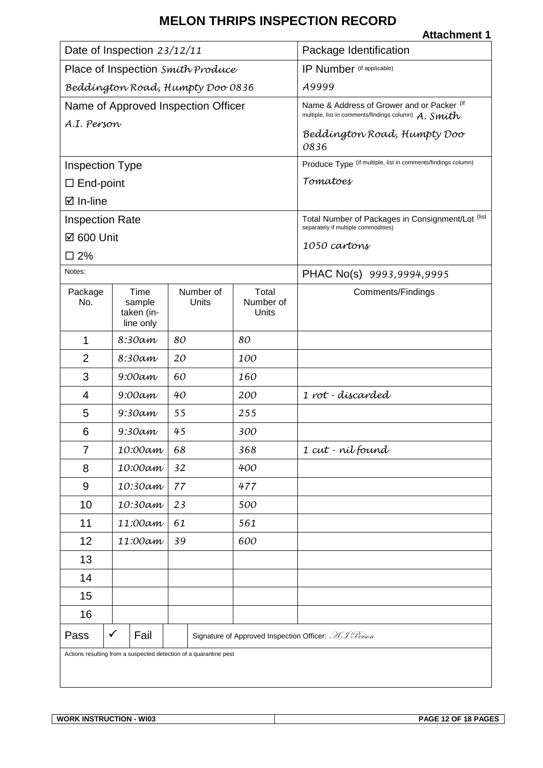# MELON THRIPS INSPECTION RECORD

**Attachment 1**

| Date of Inspection *23/12/11* | Package Identification |
|---|---|
| Place of Inspection *Smith Produce* *Beddington Road, Humpty Doo 0836* | IP Number (if applicable) *A9999* |
| Name of Approved Inspection Officer *A.I. Person* | Name & Address of Grower and or Packer (if multiple, list in comments/findings column) *A. Smith* *Beddington Road, Humpty Doo 0836* |
| Inspection Type ☐ End-point ☑ In-line | Produce Type (if multiple, list in comments/findings column) *Tomatoes* |
| Inspection Rate ☑ 600 Unit ☐ 2% | Total Number of Packages in Consignment/Lot (list separately if multiple commodities) *1050 cartons* |
| Notes: | PHAC No(s) *9993,9994,9995* |

| Package No. | Time sample taken (in-line only | Number of Units | Total Number of Units | Comments/Findings |
|---|---|---|---|---|
| 1 | *8:30am* | *80* | *80* | |
| 2 | *8:30am* | *20* | *100* | |
| 3 | *9:00am* | *60* | *160* | |
| 4 | *9:00am* | *40* | *200* | *1 rot - discarded* |
| 5 | *9:30am* | *55* | *255* | |
| 6 | *9:30am* | *45* | *300* | |
| 7 | *10:00am* | *68* | *368* | *1 cut - nil found* |
| 8 | *10:00am* | *32* | *400* | |
| 9 | *10:30am* | *77* | *477* | |
| 10 | *10:30am* | *23* | *500* | |
| 11 | *11:00am* | *61* | *561* | |
| 12 | *11:00am* | *39* | *600* | |
| 13 | | | | |
| 14 | | | | |
| 15 | | | | |
| 16 | | | | |

Pass ✓ Fail ☐ Signature of Approved Inspection Officer: *A I Person*

Actions resulting from a suspected detection of a quarantine pest

**WORK INSTRUCTION - WI03**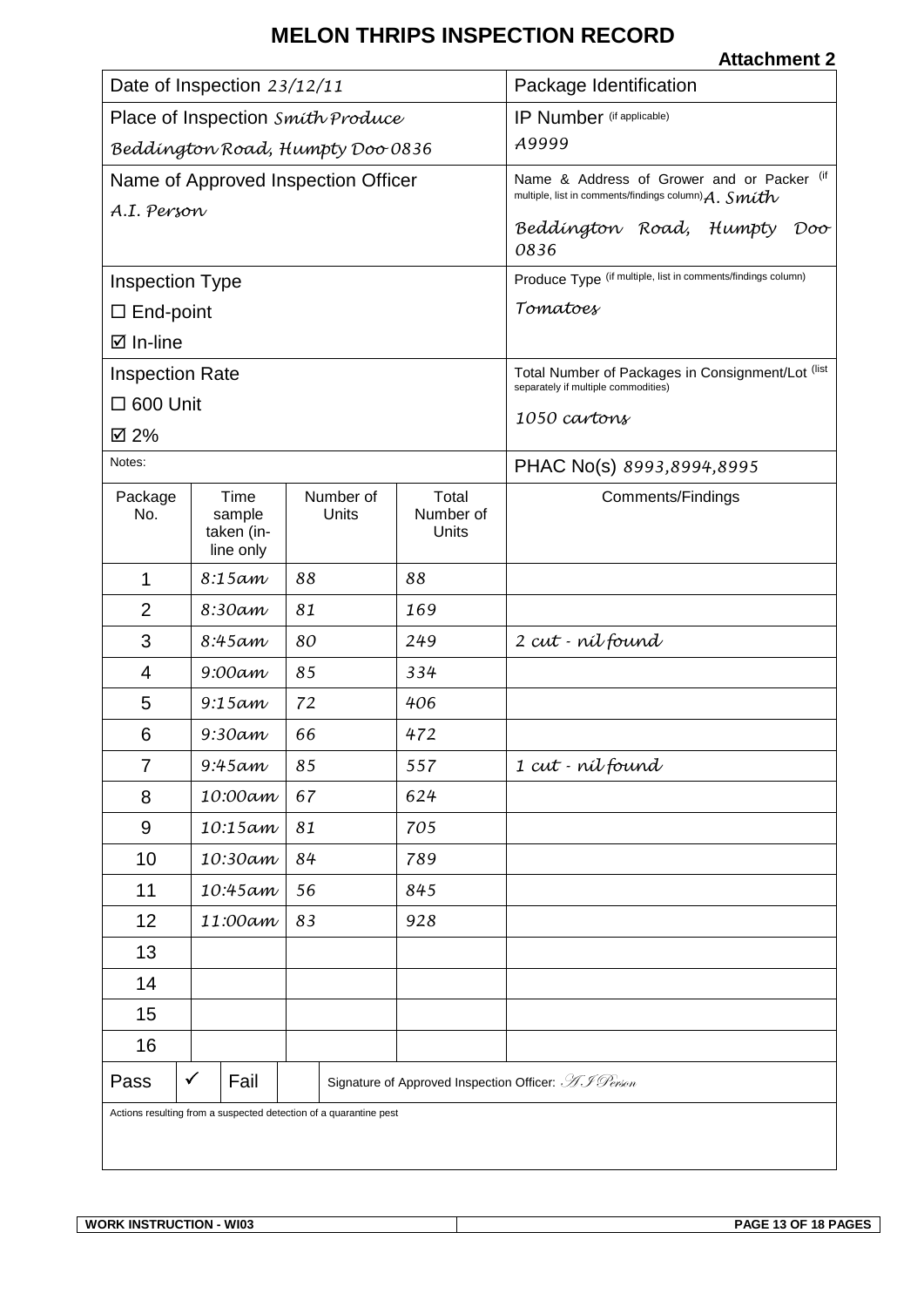# MELON THRIPS INSPECTION RECORD

**Attachment 2**

| | |
|---|---|
| Date of Inspection *23/12/11* | Package Identification |
| Place of Inspection *Smith Produce* *Beddington Road, Humpty Doo 0836* | IP Number (if applicable) *A9999* |
| Name of Approved Inspection Officer *A.I. Person* | Name & Address of Grower and or Packer (if multiple, list in comments/findings column) *A. Smith* *Beddington Road, Humpty Doo 0836* |
| Inspection Type ☐ End-point ☑ In-line | Produce Type (if multiple, list in comments/findings column) *Tomatoes* |
| Inspection Rate ☐ 600 Unit ☑ 2% | Total Number of Packages in Consignment/Lot (list separately if multiple commodities) *1050 cartons* |
| Notes: | PHAC No(s) *8993,8994,8995* |

| Package No. | Time sample taken (in-line only | Number of Units | Total Number of Units | Comments/Findings |
|---|---|---|---|---|
| 1 | *8:15am* | *88* | *88* | |
| 2 | *8:30am* | *81* | *169* | |
| 3 | *8:45am* | *80* | *249* | *2 cut - nil found* |
| 4 | *9:00am* | *85* | *334* | |
| 5 | *9:15am* | *72* | *406* | |
| 6 | *9:30am* | *66* | *472* | |
| 7 | *9:45am* | *85* | *557* | *1 cut - nil found* |
| 8 | *10:00am* | *67* | *624* | |
| 9 | *10:15am* | *81* | *705* | |
| 10 | *10:30am* | *84* | *789* | |
| 11 | *10:45am* | *56* | *845* | |
| 12 | *11:00am* | *83* | *928* | |
| 13 | | | | |
| 14 | | | | |
| 15 | | | | |
| 16 | | | | |

| Pass | ✓ | Fail | | Signature of Approved Inspection Officer: *A I Person* |
|---|---|---|---|---|

Actions resulting from a suspected detection of a quarantine pest

WORK INSTRUCTION - WI03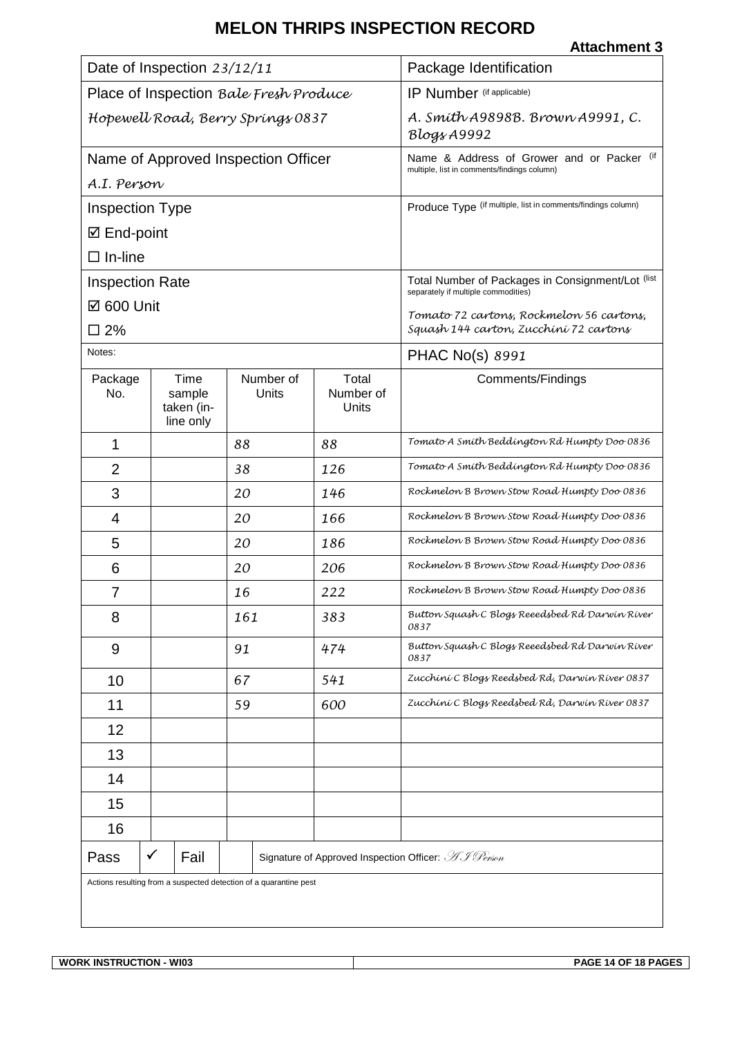# MELON THRIPS INSPECTION RECORD

**Attachment 3**

| | |
|---|---|
| Date of Inspection *23/12/11* | Package Identification |
| Place of Inspection *Bale Fresh Produce Hopewell Road, Berry Springs 0837* | IP Number (if applicable) *A. Smith A9898B. Brown A9991, C. Blogs A9992* |
| Name of Approved Inspection Officer *A.I. Person* | Name & Address of Grower and or Packer (if multiple, list in comments/findings column) |
| Inspection Type ☑ End-point ☐ In-line | Produce Type (if multiple, list in comments/findings column) |
| Inspection Rate ☑ 600 Unit ☐ 2% | Total Number of Packages in Consignment/Lot (list separately if multiple commodities) *Tomato 72 cartons, Rockmelon 56 cartons, Squash 144 carton, Zucchini 72 cartons* |
| Notes: | PHAC No(s) *8991* |

| Package No. | Time sample taken (in-line only | Number of Units | Total Number of Units | Comments/Findings |
|---|---|---|---|---|
| 1 | | *88* | *88* | *Tomato A Smith Beddington Rd Humpty Doo 0836* |
| 2 | | *38* | *126* | *Tomato A Smith Beddington Rd Humpty Doo 0836* |
| 3 | | *20* | *146* | *Rockmelon B Brown Stow Road Humpty Doo 0836* |
| 4 | | *20* | *166* | *Rockmelon B Brown Stow Road Humpty Doo 0836* |
| 5 | | *20* | *186* | *Rockmelon B Brown Stow Road Humpty Doo 0836* |
| 6 | | *20* | *206* | *Rockmelon B Brown Stow Road Humpty Doo 0836* |
| 7 | | *16* | *222* | *Rockmelon B Brown Stow Road Humpty Doo 0836* |
| 8 | | *161* | *383* | *Button Squash C Blogs Reeedsbed Rd Darwin River 0837* |
| 9 | | *91* | *474* | *Button Squash C Blogs Reeedsbed Rd Darwin River 0837* |
| 10 | | *67* | *541* | *Zucchini C Blogs Reedsbed Rd, Darwin River 0837* |
| 11 | | *59* | *600* | *Zucchini C Blogs Reedsbed Rd, Darwin River 0837* |
| 12 | | | | |
| 13 | | | | |
| 14 | | | | |
| 15 | | | | |
| 16 | | | | |

Pass ✓ Fail ☐ Signature of Approved Inspection Officer: *A I Person*

Actions resulting from a suspected detection of a quarantine pest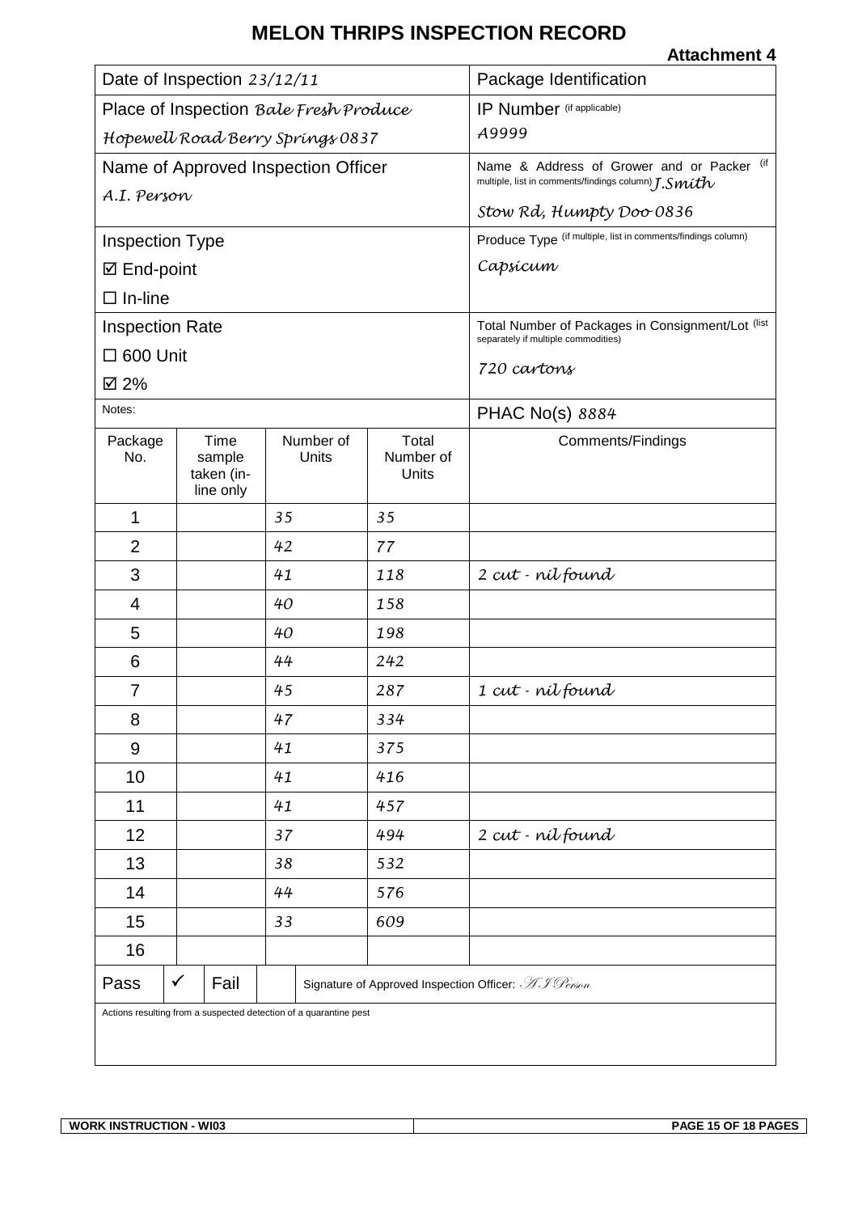# MELON THRIPS INSPECTION RECORD

**Attachment 4**

| | |
|---|---|
| Date of Inspection *23/12/11* | Package Identification |
| Place of Inspection *Bale Fresh Produce Hopewell Road Berry Springs 0837* | IP Number (if applicable) *A9999* |
| Name of Approved Inspection Officer *A.I. Person* | Name & Address of Grower and or Packer (if multiple, list in comments/findings column) *J.Smith Stow Rd, Humpty Doo 0836* |
| Inspection Type ☑ End-point ☐ In-line | Produce Type (if multiple, list in comments/findings column) *Capsicum* |
| Inspection Rate ☐ 600 Unit ☑ 2% | Total Number of Packages in Consignment/Lot (list separately if multiple commodities) *720 cartons* |
| Notes: | PHAC No(s) *8884* |

| Package No. | Time sample taken (in-line only | Number of Units | Total Number of Units | Comments/Findings |
|---|---|---|---|---|
| 1 | | 35 | 35 | |
| 2 | | 42 | 77 | |
| 3 | | 41 | 118 | 2 cut - nil found |
| 4 | | 40 | 158 | |
| 5 | | 40 | 198 | |
| 6 | | 44 | 242 | |
| 7 | | 45 | 287 | 1 cut - nil found |
| 8 | | 47 | 334 | |
| 9 | | 41 | 375 | |
| 10 | | 41 | 416 | |
| 11 | | 41 | 457 | |
| 12 | | 37 | 494 | 2 cut - nil found |
| 13 | | 38 | 532 | |
| 14 | | 44 | 576 | |
| 15 | | 33 | 609 | |
| 16 | | | | |

Pass ✓ Fail ☐ Signature of Approved Inspection Officer: *A I Person*

Actions resulting from a suspected detection of a quarantine pest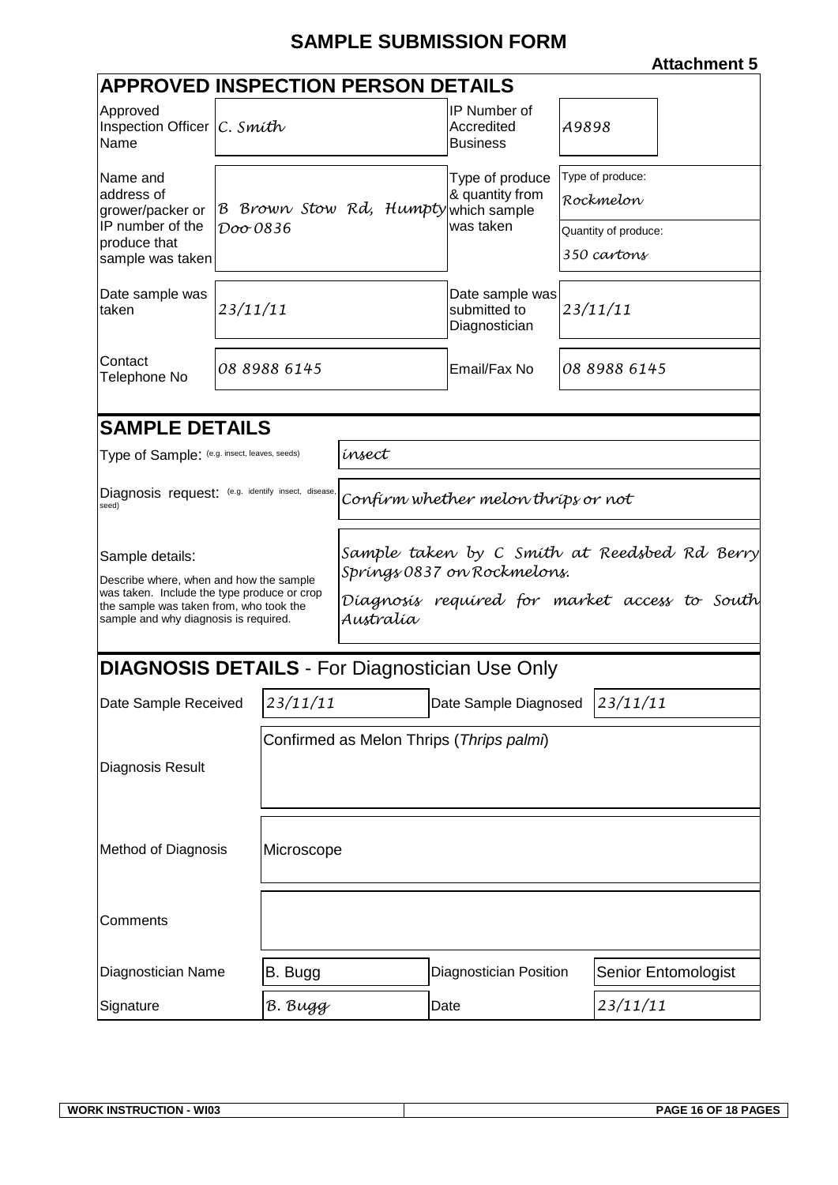# SAMPLE SUBMISSION FORM

**Attachment 5**

## APPROVED INSPECTION PERSON DETAILS

| | | | |
|---|---|---|---|
| Approved Inspection Officer Name | C. Smith | IP Number of Accredited Business | A9898 |
| Name and address of grower/packer or IP number of the produce that sample was taken | B Brown Stow Rd, Humpty Doo 0836 | Type of produce & quantity from which sample was taken | Type of produce: Rockmelon<br>Quantity of produce: 350 cartons |
| Date sample was taken | 23/11/11 | Date sample was submitted to Diagnostician | 23/11/11 |
| Contact Telephone No | 08 8988 6145 | Email/Fax No | 08 8988 6145 |

## SAMPLE DETAILS

| | |
|---|---|
| Type of Sample: (e.g. insect, leaves, seeds) | insect |
| Diagnosis request: (e.g. identify insect, disease, seed) | Confirm whether melon thrips or not |
| Sample details:<br>Describe where, when and how the sample was taken. Include the type produce or crop the sample was taken from, who took the sample and why diagnosis is required. | Sample taken by C Smith at Reedsbed Rd Berry Springs 0837 on Rockmelons.<br>Diagnosis required for market access to South Australia |

## DIAGNOSIS DETAILS - For Diagnostician Use Only

| | | | |
|---|---|---|---|
| Date Sample Received | 23/11/11 | Date Sample Diagnosed | 23/11/11 |
| Diagnosis Result | Confirmed as Melon Thrips (*Thrips palmi*) | | |
| Method of Diagnosis | Microscope | | |
| Comments | | | |
| Diagnostician Name | B. Bugg | Diagnostician Position | Senior Entomologist |
| Signature | B. Bugg | Date | 23/11/11 |

WORK INSTRUCTION - WI03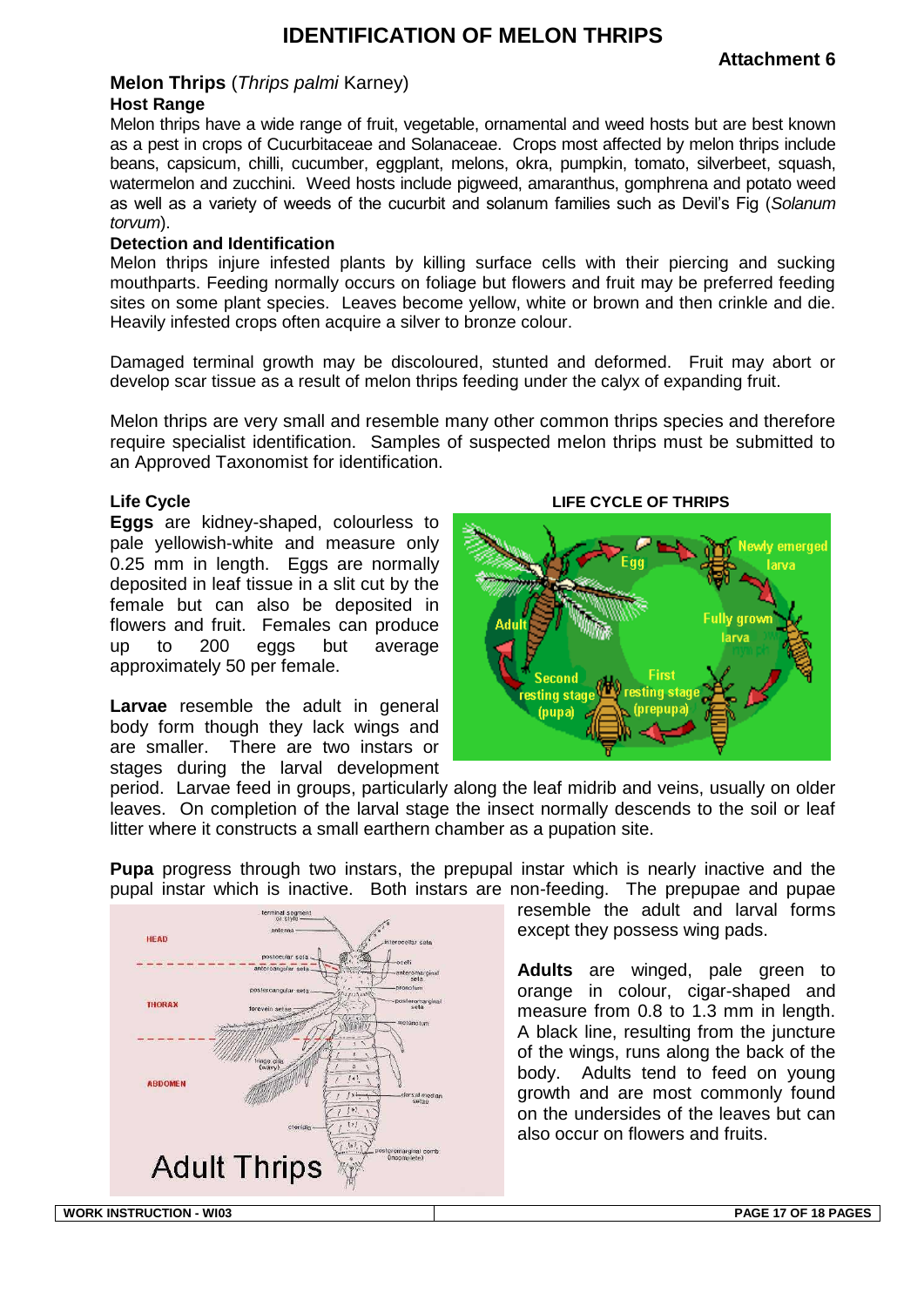# IDENTIFICATION OF MELON THRIPS

**Attachment 6**

### Melon Thrips (*Thrips palmi* Karney)

**Host Range**

Melon thrips have a wide range of fruit, vegetable, ornamental and weed hosts but are best known as a pest in crops of Cucurbitaceae and Solanaceae. Crops most affected by melon thrips include beans, capsicum, chilli, cucumber, eggplant, melons, okra, pumpkin, tomato, silverbeet, squash, watermelon and zucchini. Weed hosts include pigweed, amaranthus, gomphrena and potato weed as well as a variety of weeds of the cucurbit and solanum families such as Devil's Fig (*Solanum torvum*).

**Detection and Identification**

Melon thrips injure infested plants by killing surface cells with their piercing and sucking mouthparts. Feeding normally occurs on foliage but flowers and fruit may be preferred feeding sites on some plant species. Leaves become yellow, white or brown and then crinkle and die. Heavily infested crops often acquire a silver to bronze colour.

Damaged terminal growth may be discoloured, stunted and deformed. Fruit may abort or develop scar tissue as a result of melon thrips feeding under the calyx of expanding fruit.

Melon thrips are very small and resemble many other common thrips species and therefore require specialist identification. Samples of suspected melon thrips must be submitted to an Approved Taxonomist for identification.

**Life Cycle**

**LIFE CYCLE OF THRIPS**

**Eggs** are kidney-shaped, colourless to pale yellowish-white and measure only 0.25 mm in length. Eggs are normally deposited in leaf tissue in a slit cut by the female but can also be deposited in flowers and fruit. Females can produce up to 200 eggs but average approximately 50 per female.

**Larvae** resemble the adult in general body form though they lack wings and are smaller. There are two instars or stages during the larval development period. Larvae feed in groups, particularly along the leaf midrib and veins, usually on older leaves. On completion of the larval stage the insect normally descends to the soil or leaf litter where it constructs a small earthern chamber as a pupation site.

**Pupa** progress through two instars, the prepupal instar which is nearly inactive and the pupal instar which is inactive. Both instars are non-feeding. The prepupae and pupae resemble the adult and larval forms except they possess wing pads.

**Adults** are winged, pale green to orange in colour, cigar-shaped and measure from 0.8 to 1.3 mm in length. A black line, resulting from the juncture of the wings, runs along the back of the body. Adults tend to feed on young growth and are most commonly found on the undersides of the leaves but can also occur on flowers and fruits.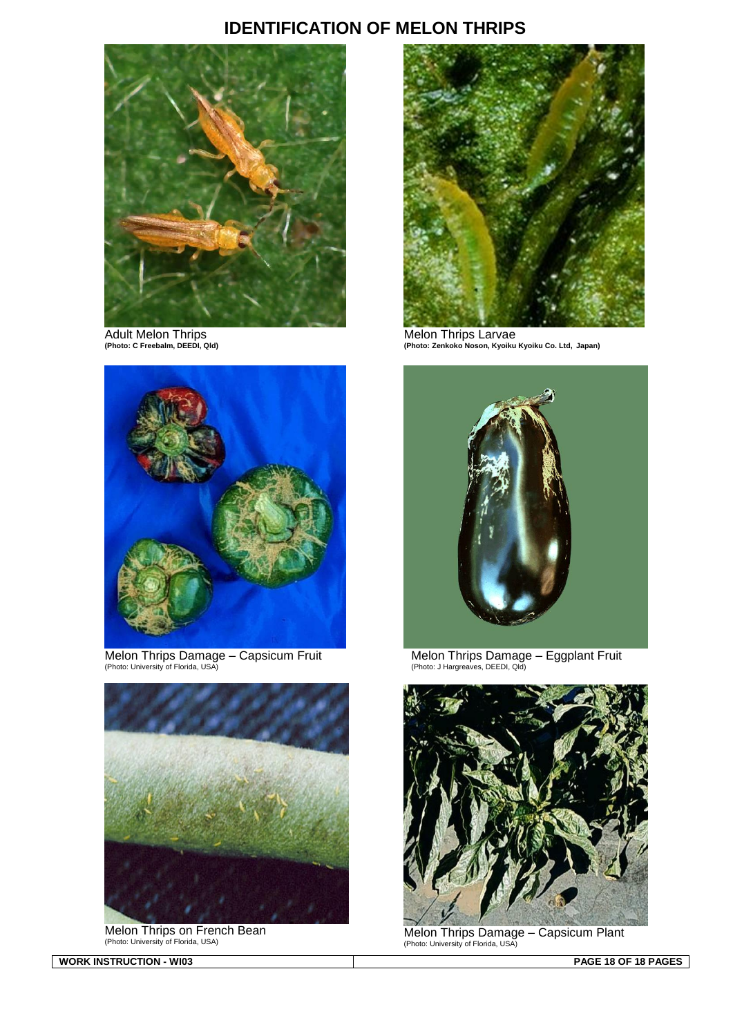# IDENTIFICATION OF MELON THRIPS

Adult Melon Thrips
**(Photo: C Freebalm, DEEDI, Qld)**

Melon Thrips Larvae
**(Photo: Zenkoko Noson, Kyoiku Kyoiku Co. Ltd, Japan)**

Melon Thrips Damage – Capsicum Fruit
(Photo: University of Florida, USA)

Melon Thrips Damage – Eggplant Fruit
(Photo: J Hargreaves, DEEDI, Qld)

Melon Thrips on French Bean
(Photo: University of Florida, USA)

Melon Thrips Damage – Capsicum Plant
(Photo: University of Florida, USA)